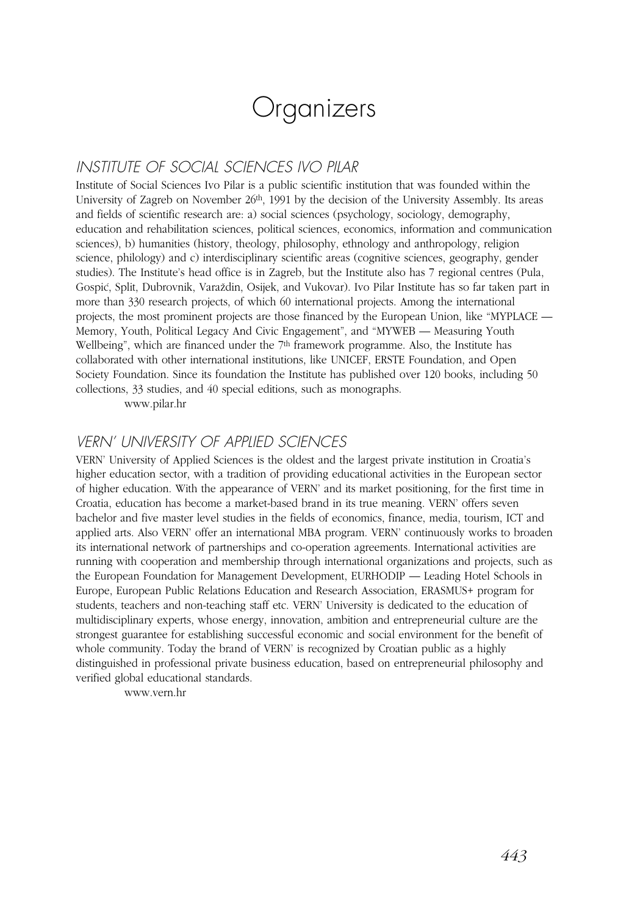# Organizers

## INSTITUTE OF SOCIAL SCIENCES IVO PILAR

Institute of Social Sciences Ivo Pilar is a public scientific institution that was founded within the University of Zagreb on November 26th, 1991 by the decision of the University Assembly. Its areas and fields of scientific research are: a) social sciences (psychology, sociology, demography, education and rehabilitation sciences, political sciences, economics, information and communication sciences), b) humanities (history, theology, philosophy, ethnology and anthropology, religion science, philology) and c) interdisciplinary scientific areas (cognitive sciences, geography, gender studies). The Institute's head office is in Zagreb, but the Institute also has 7 regional centres (Pula, Gospić, Split, Dubrovnik, Varaždin, Osijek, and Vukovar). Ivo Pilar Institute has so far taken part in more than 330 research projects, of which 60 international projects. Among the international projects, the most prominent projects are those financed by the European Union, like "MYPLACE — Memory, Youth, Political Legacy And Civic Engagement", and "MYWEB — Measuring Youth Wellbeing", which are financed under the 7th framework programme. Also, the Institute has collaborated with other international institutions, like UNICEF, ERSTE Foundation, and Open Society Foundation. Since its foundation the Institute has published over 120 books, including 50 collections, 33 studies, and 40 special editions, such as monographs.

www.pilar.hr

## VERN' UNIVERSITY OF APPLIED SCIENCES

VERN' University of Applied Sciences is the oldest and the largest private institution in Croatia's higher education sector, with a tradition of providing educational activities in the European sector of higher education. With the appearance of VERN' and its market positioning, for the first time in Croatia, education has become a market-based brand in its true meaning. VERN' offers seven bachelor and five master level studies in the fields of economics, finance, media, tourism, ICT and applied arts. Also VERN' offer an international MBA program. VERN' continuously works to broaden its international network of partnerships and co-operation agreements. International activities are running with cooperation and membership through international organizations and projects, such as the European Foundation for Management Development, EURHODIP — Leading Hotel Schools in Europe, European Public Relations Education and Research Association, ERASMUS+ program for students, teachers and non-teaching staff etc. VERN' University is dedicated to the education of multidisciplinary experts, whose energy, innovation, ambition and entrepreneurial culture are the strongest guarantee for establishing successful economic and social environment for the benefit of whole community. Today the brand of VERN' is recognized by Croatian public as a highly distinguished in professional private business education, based on entrepreneurial philosophy and verified global educational standards.

www.vern.hr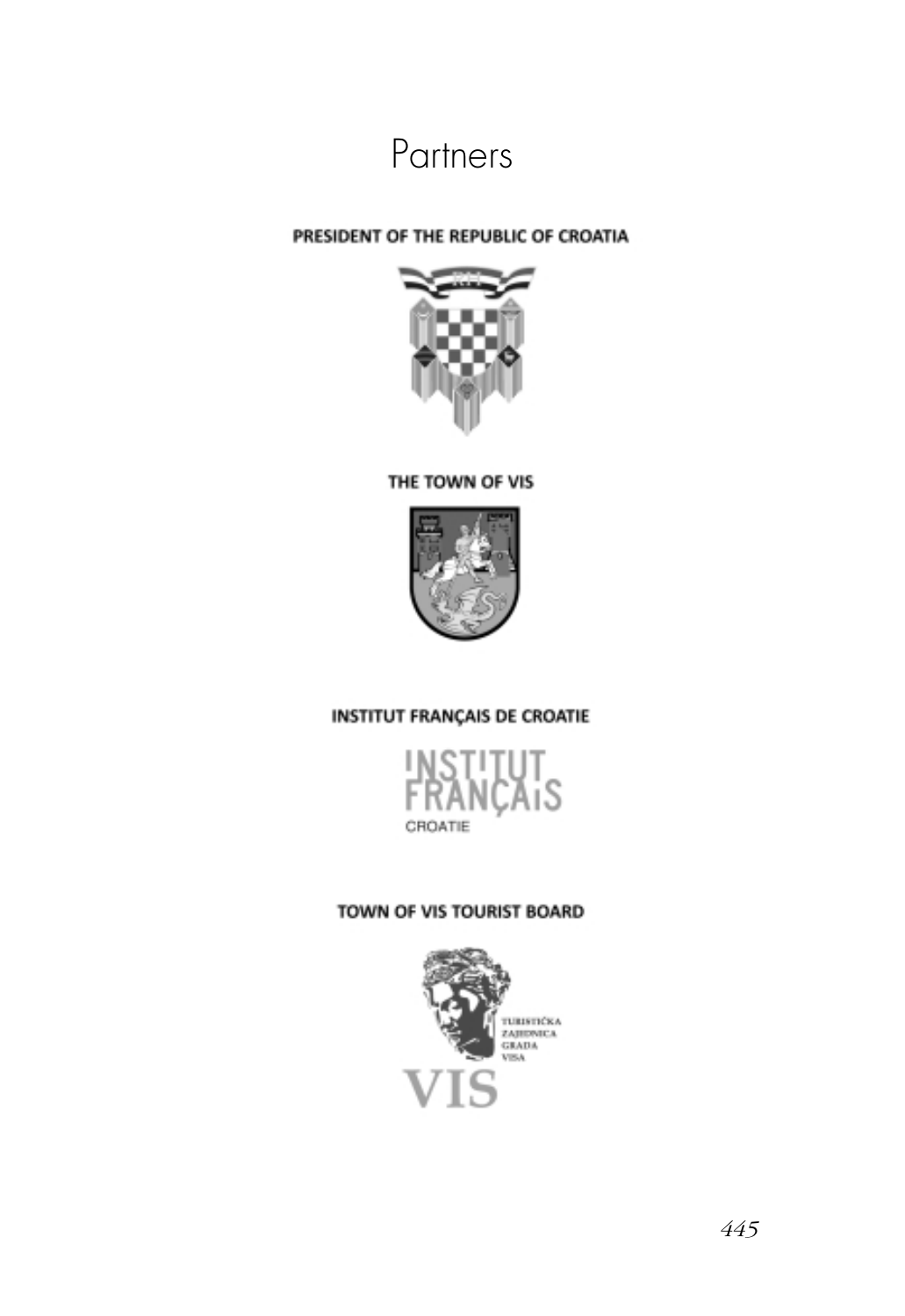# Partners

PRESIDENT OF THE REPUBLIC OF CROATIA

THE TOWN OF VIS

INSTITUT FRANÇAIS DE CROATIE

INSTITUT FRANÇAIS
CROATIE

TOWN OF VIS TOURIST BOARD

TURISTIČKA ZAJEDNICA GRADA VISA

VIS